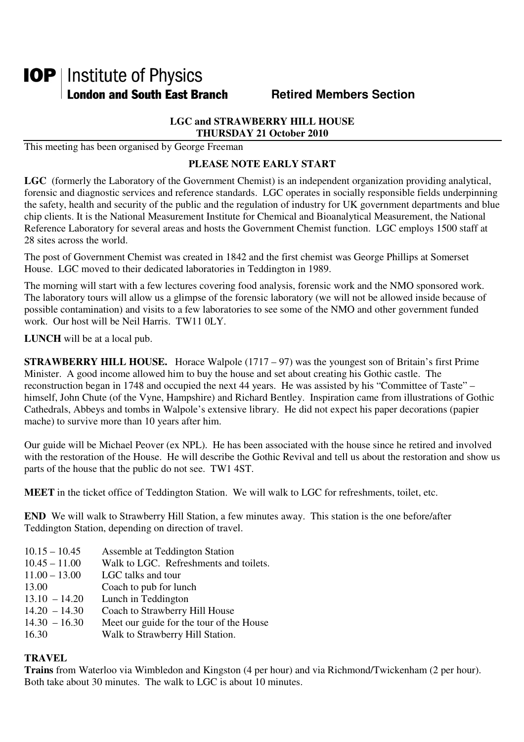# IOP | Institute of Physics

**London and South East Branch** **Retired Members Section**

**LGC and STRAWBERRY HILL HOUSE**
**THURSDAY 21 October 2010**

This meeting has been organised by George Freeman

**PLEASE NOTE EARLY START**

**LGC** (formerly the Laboratory of the Government Chemist) is an independent organization providing analytical, forensic and diagnostic services and reference standards. LGC operates in socially responsible fields underpinning the safety, health and security of the public and the regulation of industry for UK government departments and blue chip clients. It is the National Measurement Institute for Chemical and Bioanalytical Measurement, the National Reference Laboratory for several areas and hosts the Government Chemist function. LGC employs 1500 staff at 28 sites across the world.

The post of Government Chemist was created in 1842 and the first chemist was George Phillips at Somerset House. LGC moved to their dedicated laboratories in Teddington in 1989.

The morning will start with a few lectures covering food analysis, forensic work and the NMO sponsored work. The laboratory tours will allow us a glimpse of the forensic laboratory (we will not be allowed inside because of possible contamination) and visits to a few laboratories to see some of the NMO and other government funded work. Our host will be Neil Harris. TW11 0LY.

**LUNCH** will be at a local pub.

**STRAWBERRY HILL HOUSE.** Horace Walpole (1717 – 97) was the youngest son of Britain's first Prime Minister. A good income allowed him to buy the house and set about creating his Gothic castle. The reconstruction began in 1748 and occupied the next 44 years. He was assisted by his "Committee of Taste" – himself, John Chute (of the Vyne, Hampshire) and Richard Bentley. Inspiration came from illustrations of Gothic Cathedrals, Abbeys and tombs in Walpole's extensive library. He did not expect his paper decorations (papier mache) to survive more than 10 years after him.

Our guide will be Michael Peover (ex NPL). He has been associated with the house since he retired and involved with the restoration of the House. He will describe the Gothic Revival and tell us about the restoration and show us parts of the house that the public do not see. TW1 4ST.

**MEET** in the ticket office of Teddington Station. We will walk to LGC for refreshments, toilet, etc.

**END** We will walk to Strawberry Hill Station, a few minutes away. This station is the one before/after Teddington Station, depending on direction of travel.

| | |
|---|---|
| 10.15 – 10.45 | Assemble at Teddington Station |
| 10.45 – 11.00 | Walk to LGC. Refreshments and toilets. |
| 11.00 – 13.00 | LGC talks and tour |
| 13.00 | Coach to pub for lunch |
| 13.10 – 14.20 | Lunch in Teddington |
| 14.20 – 14.30 | Coach to Strawberry Hill House |
| 14.30 – 16.30 | Meet our guide for the tour of the House |
| 16.30 | Walk to Strawberry Hill Station. |

**TRAVEL**

**Trains** from Waterloo via Wimbledon and Kingston (4 per hour) and via Richmond/Twickenham (2 per hour). Both take about 30 minutes. The walk to LGC is about 10 minutes.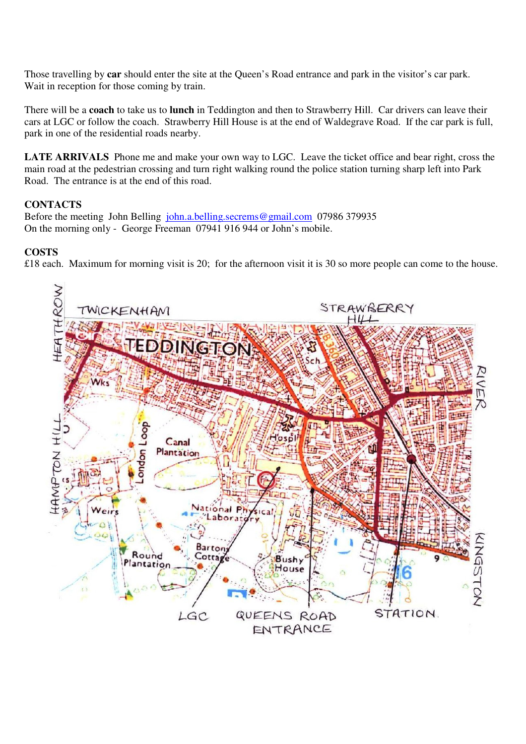Those travelling by **car** should enter the site at the Queen's Road entrance and park in the visitor's car park. Wait in reception for those coming by train.

There will be a **coach** to take us to **lunch** in Teddington and then to Strawberry Hill. Car drivers can leave their cars at LGC or follow the coach. Strawberry Hill House is at the end of Waldegrave Road. If the car park is full, park in one of the residential roads nearby.

**LATE ARRIVALS** Phone me and make your own way to LGC. Leave the ticket office and bear right, cross the main road at the pedestrian crossing and turn right walking round the police station turning sharp left into Park Road. The entrance is at the end of this road.

**CONTACTS**

Before the meeting John Belling john.a.belling.secrems@gmail.com 07986 379935

On the morning only - George Freeman 07941 916 944 or John's mobile.

**COSTS**

£18 each. Maximum for morning visit is 20; for the afternoon visit it is 30 so more people can come to the house.

HEATHROW

TWICKENHAM

STRAWBERRY HILL

TEDDINGTON

RIVER

HAMPTON HILL

Canal Plantation

National Physical Laboratory

Weirs

Round Plantation

Barton Cottage

Bushy House

KINGSTON

LGC

QUEENS ROAD ENTRANCE

STATION